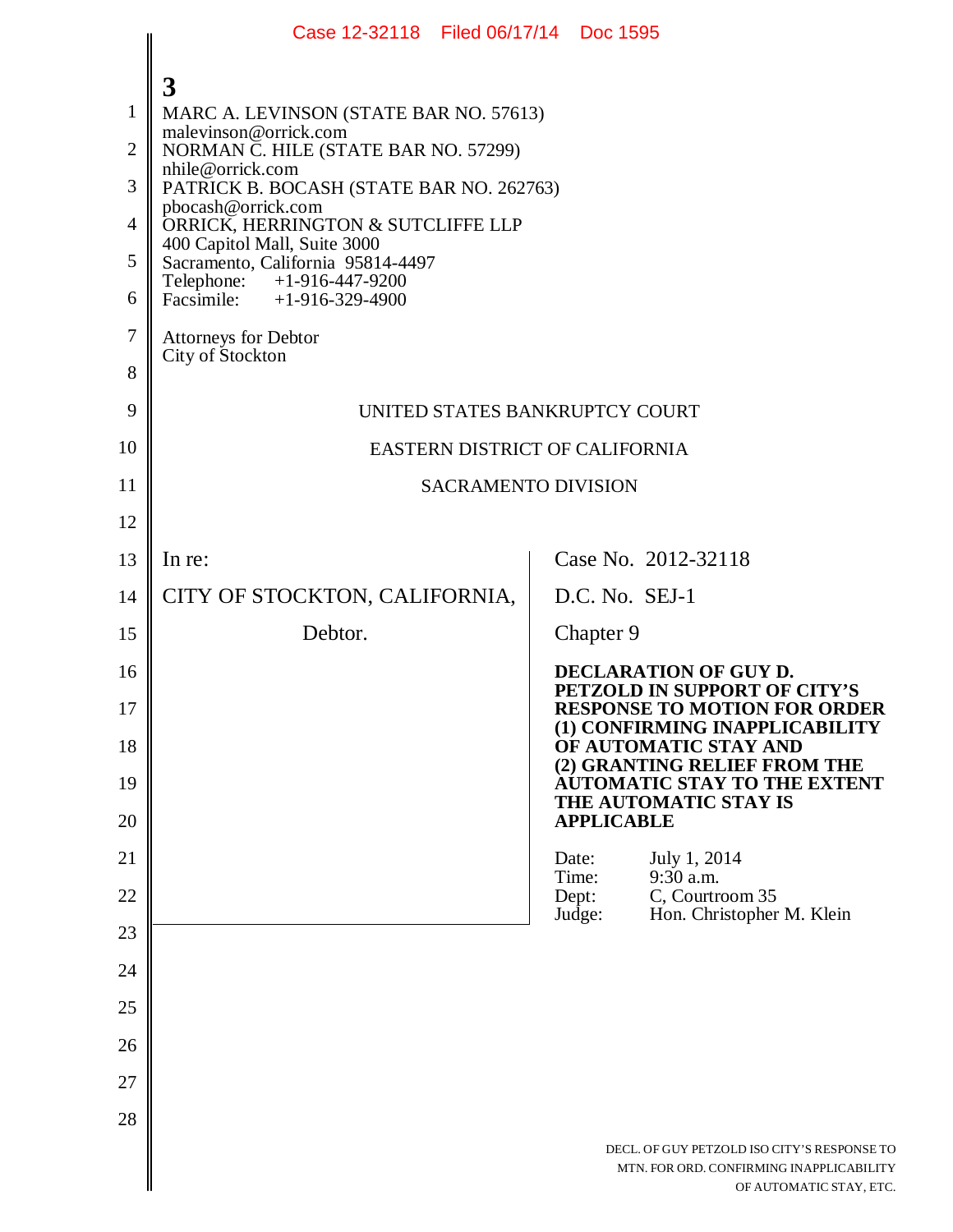3

MARC A. LEVINSON (STATE BAR NO. 57613)
malevinson@orrick.com
NORMAN C. HILE (STATE BAR NO. 57299)
nhile@orrick.com
PATRICK B. BOCASH (STATE BAR NO. 262763)
pbocash@orrick.com
ORRICK, HERRINGTON & SUTCLIFFE LLP
400 Capitol Mall, Suite 3000
Sacramento, California 95814-4497
Telephone: +1-916-447-9200
Facsimile: +1-916-329-4900

Attorneys for Debtor
City of Stockton

UNITED STATES BANKRUPTCY COURT

EASTERN DISTRICT OF CALIFORNIA

SACRAMENTO DIVISION

| | |
|---|---|
| In re:<br><br>CITY OF STOCKTON, CALIFORNIA,<br><br>Debtor. | Case No. 2012-32118<br><br>D.C. No. SEJ-1<br><br>Chapter 9<br><br>**DECLARATION OF GUY D. PETZOLD IN SUPPORT OF CITY'S RESPONSE TO MOTION FOR ORDER (1) CONFIRMING INAPPLICABILITY OF AUTOMATIC STAY AND (2) GRANTING RELIEF FROM THE AUTOMATIC STAY TO THE EXTENT THE AUTOMATIC STAY IS APPLICABLE**<br><br>Date: July 1, 2014<br>Time: 9:30 a.m.<br>Dept: C, Courtroom 35<br>Judge: Hon. Christopher M. Klein |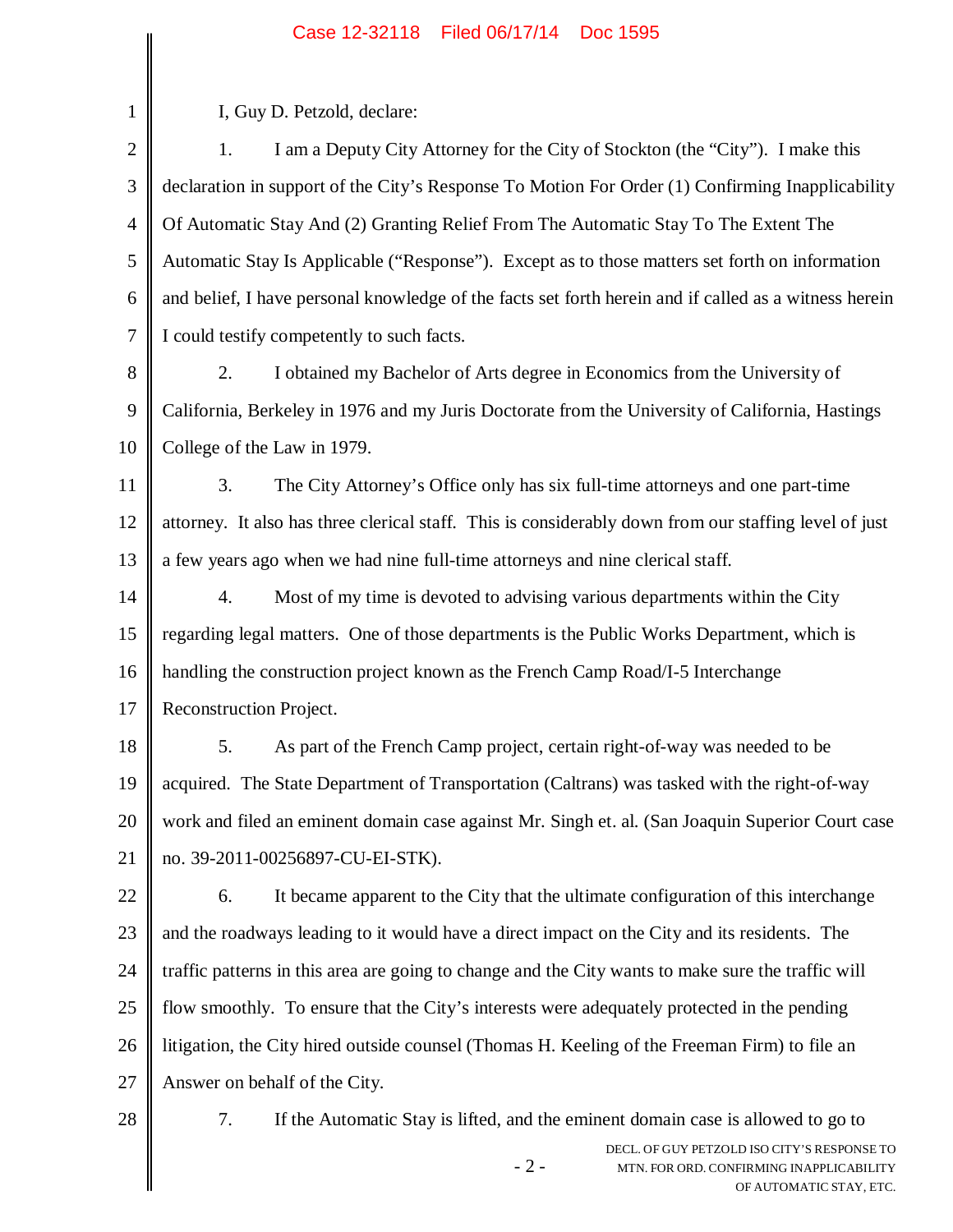I, Guy D. Petzold, declare:

1. I am a Deputy City Attorney for the City of Stockton (the "City"). I make this declaration in support of the City's Response To Motion For Order (1) Confirming Inapplicability Of Automatic Stay And (2) Granting Relief From The Automatic Stay To The Extent The Automatic Stay Is Applicable ("Response"). Except as to those matters set forth on information and belief, I have personal knowledge of the facts set forth herein and if called as a witness herein I could testify competently to such facts.

2. I obtained my Bachelor of Arts degree in Economics from the University of California, Berkeley in 1976 and my Juris Doctorate from the University of California, Hastings College of the Law in 1979.

3. The City Attorney's Office only has six full-time attorneys and one part-time attorney. It also has three clerical staff. This is considerably down from our staffing level of just a few years ago when we had nine full-time attorneys and nine clerical staff.

4. Most of my time is devoted to advising various departments within the City regarding legal matters. One of those departments is the Public Works Department, which is handling the construction project known as the French Camp Road/I-5 Interchange Reconstruction Project.

5. As part of the French Camp project, certain right-of-way was needed to be acquired. The State Department of Transportation (Caltrans) was tasked with the right-of-way work and filed an eminent domain case against Mr. Singh et. al. (San Joaquin Superior Court case no. 39-2011-00256897-CU-EI-STK).

6. It became apparent to the City that the ultimate configuration of this interchange and the roadways leading to it would have a direct impact on the City and its residents. The traffic patterns in this area are going to change and the City wants to make sure the traffic will flow smoothly. To ensure that the City's interests were adequately protected in the pending litigation, the City hired outside counsel (Thomas H. Keeling of the Freeman Firm) to file an Answer on behalf of the City.

7. If the Automatic Stay is lifted, and the eminent domain case is allowed to go to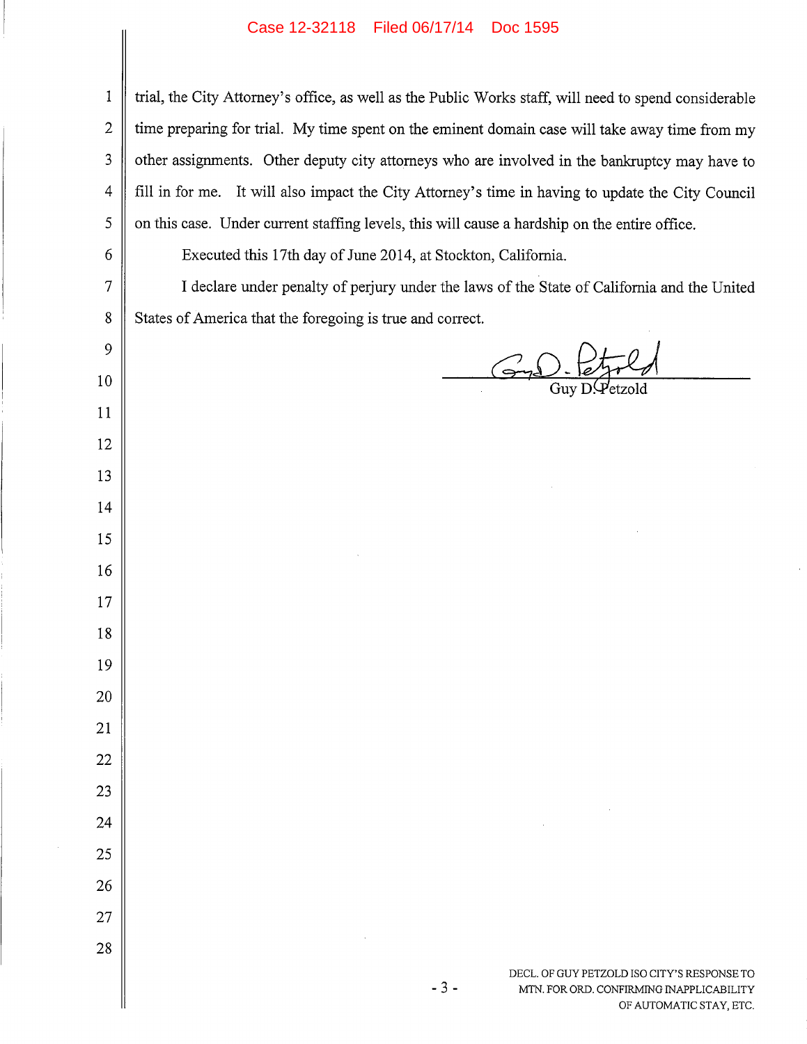trial, the City Attorney's office, as well as the Public Works staff, will need to spend considerable time preparing for trial. My time spent on the eminent domain case will take away time from my other assignments. Other deputy city attorneys who are involved in the bankruptcy may have to fill in for me. It will also impact the City Attorney's time in having to update the City Council on this case. Under current staffing levels, this will cause a hardship on the entire office.

Executed this 17th day of June 2014, at Stockton, California.

I declare under penalty of perjury under the laws of the State of California and the United States of America that the foregoing is true and correct.

Guy D. Petzold

DECL. OF GUY PETZOLD ISO CITY'S RESPONSE TO MTN. FOR ORD. CONFIRMING INAPPLICABILITY OF AUTOMATIC STAY, ETC.